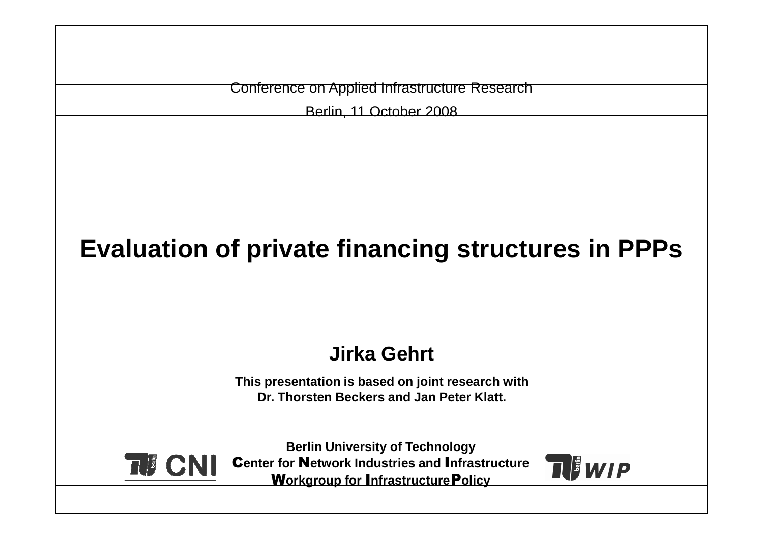Conference on Applied Infrastructure Research

Berlin, 11 October 2008

# Evaluation of private financing structures in PPPs

**Jirka Gehrt**

**This presentation is based on joint research with Dr. Thorsten Beckers and Jan Peter Klatt.**

**Berlin University of Technology**
**Center for Network Industries and Infrastructure**
**Workgroup for Infrastructure Policy**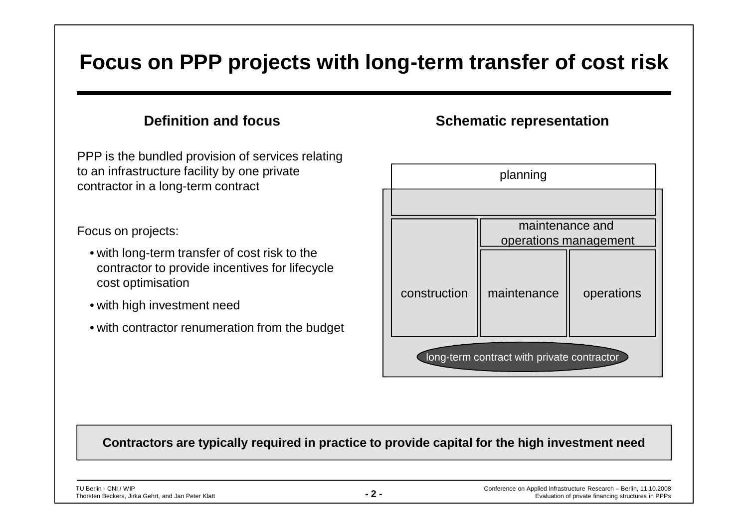# Focus on PPP projects with long-term transfer of cost risk

## Definition and focus

PPP is the bundled provision of services relating to an infrastructure facility by one private contractor in a long-term contract

Focus on projects:

- with long-term transfer of cost risk to the contractor to provide incentives for lifecycle cost optimisation
- with high investment need
- with contractor renumeration from the budget

## Schematic representation

planning

construction | maintenance and operations management: maintenance | operations

long-term contract with private contractor

**Contractors are typically required in practice to provide capital for the high investment need**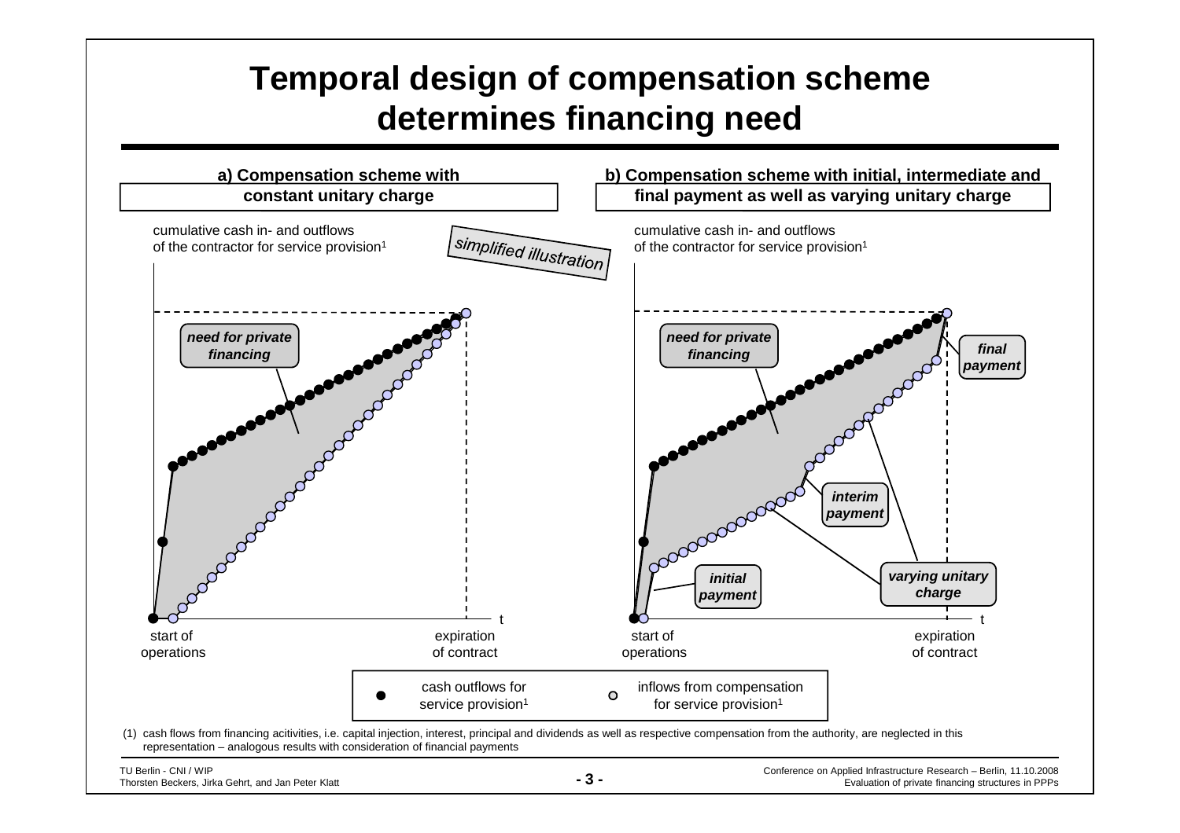# Temporal design of compensation scheme determines financing need

## a) Compensation scheme with constant unitary charge

cumulative cash in- and outflows of the contractor for service provision[1]

*simplified illustration*

***need for private financing***

t

start of operations

expiration of contract

## b) Compensation scheme with initial, intermediate and final payment as well as varying unitary charge

cumulative cash in- and outflows of the contractor for service provision[1]

***need for private financing***

***final payment***

***interim payment***

***initial payment***

***varying unitary charge***

t

start of operations

expiration of contract

● cash outflows for service provision[1]

○ inflows from compensation for service provision[1]

(1) cash flows from financing acitivities, i.e. capital injection, interest, principal and dividends as well as respective compensation from the authority, are neglected in this representation – analogous results with consideration of financial payments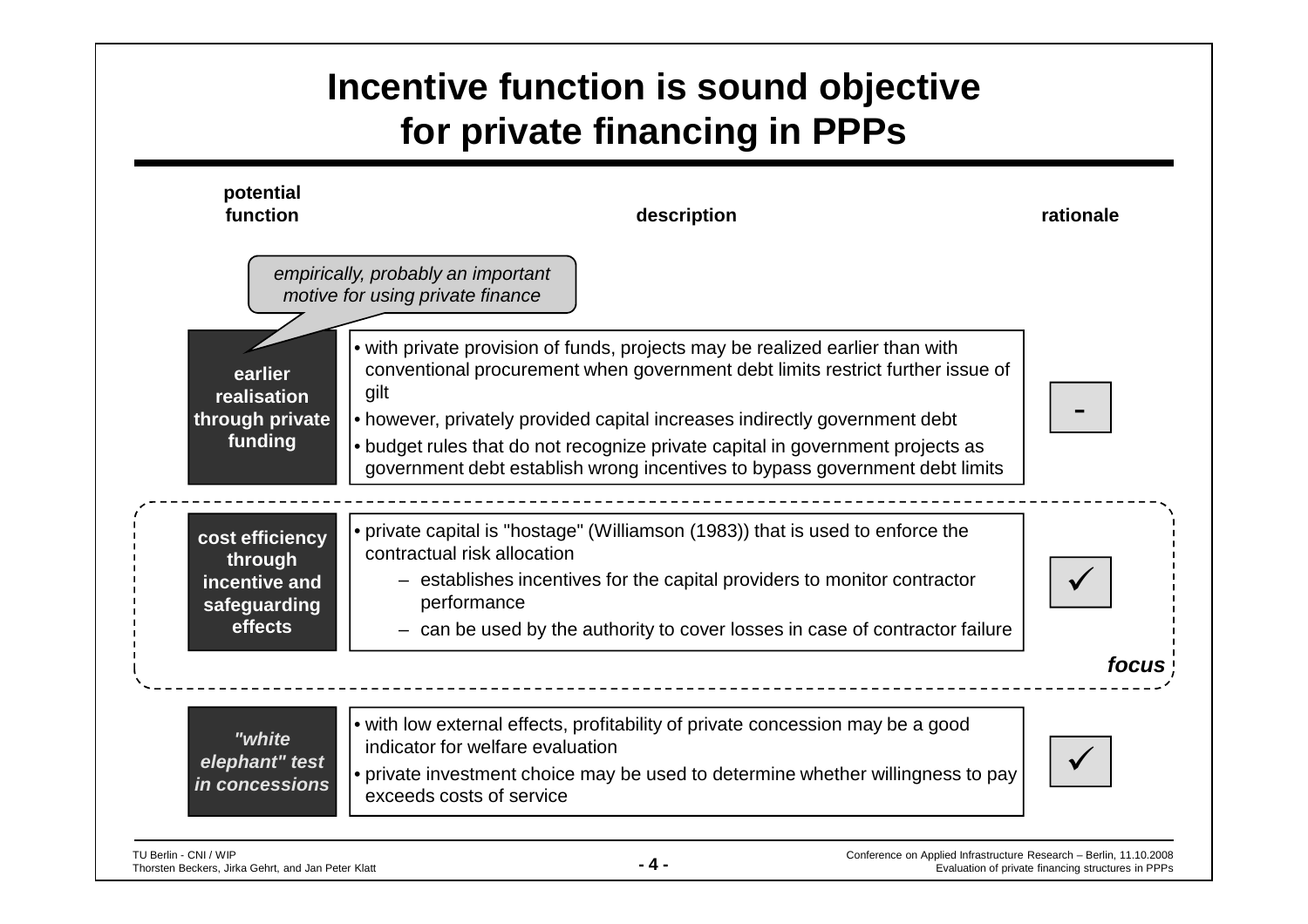# Incentive function is sound objective for private financing in PPPs

| potential function | description | rationale |
| --- | --- | --- |
| **earlier realisation through private funding** | • with private provision of funds, projects may be realized earlier than with conventional procurement when government debt limits restrict further issue of gilt<br>• however, privately provided capital increases indirectly government debt<br>• budget rules that do not recognize private capital in government projects as government debt establish wrong incentives to bypass government debt limits | - |
| **cost efficiency through incentive and safeguarding effects** | • private capital is "hostage" (Williamson (1983)) that is used to enforce the contractual risk allocation<br>– establishes incentives for the capital providers to monitor contractor performance<br>– can be used by the authority to cover losses in case of contractor failure | ✓ |
| ***"white elephant" test in concessions*** | • with low external effects, profitability of private concession may be a good indicator for welfare evaluation<br>• private investment choice may be used to determine whether willingness to pay exceeds costs of service | ✓ |

*empirically, probably an important motive for using private finance* (note on "earlier realisation through private funding")

***focus*** (on "cost efficiency through incentive and safeguarding effects")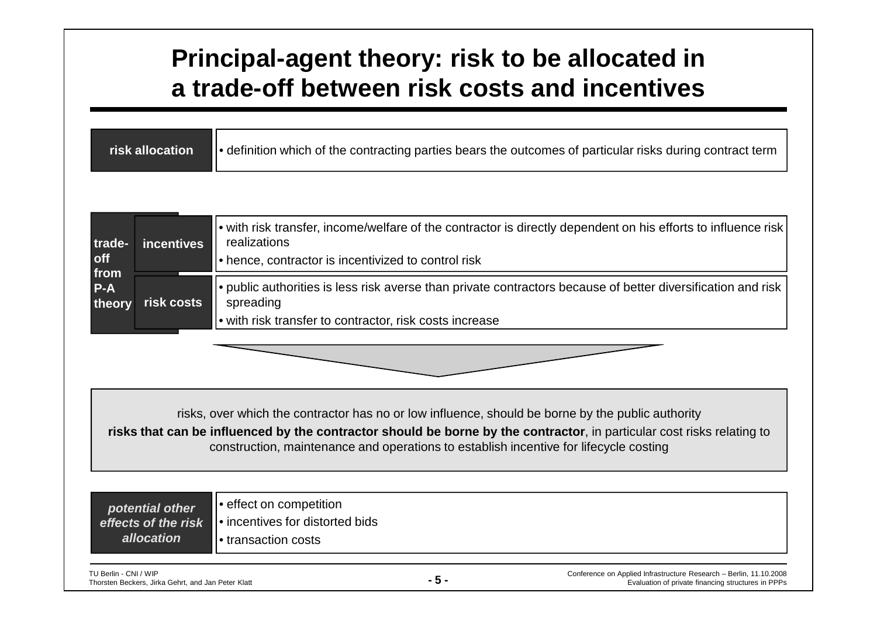# Principal-agent theory: risk to be allocated in a trade-off between risk costs and incentives

**risk allocation**

- definition which of the contracting parties bears the outcomes of particular risks during contract term

**trade-off from P-A theory**

**incentives**

- with risk transfer, income/welfare of the contractor is directly dependent on his efforts to influence risk realizations
- hence, contractor is incentivized to control risk

**risk costs**

- public authorities is less risk averse than private contractors because of better diversification and risk spreading
- with risk transfer to contractor, risk costs increase

risks, over which the contractor has no or low influence, should be borne by the public authority

**risks that can be influenced by the contractor should be borne by the contractor**, in particular cost risks relating to construction, maintenance and operations to establish incentive for lifecycle costing

***potential other effects of the risk allocation***

- effect on competition
- incentives for distorted bids
- transaction costs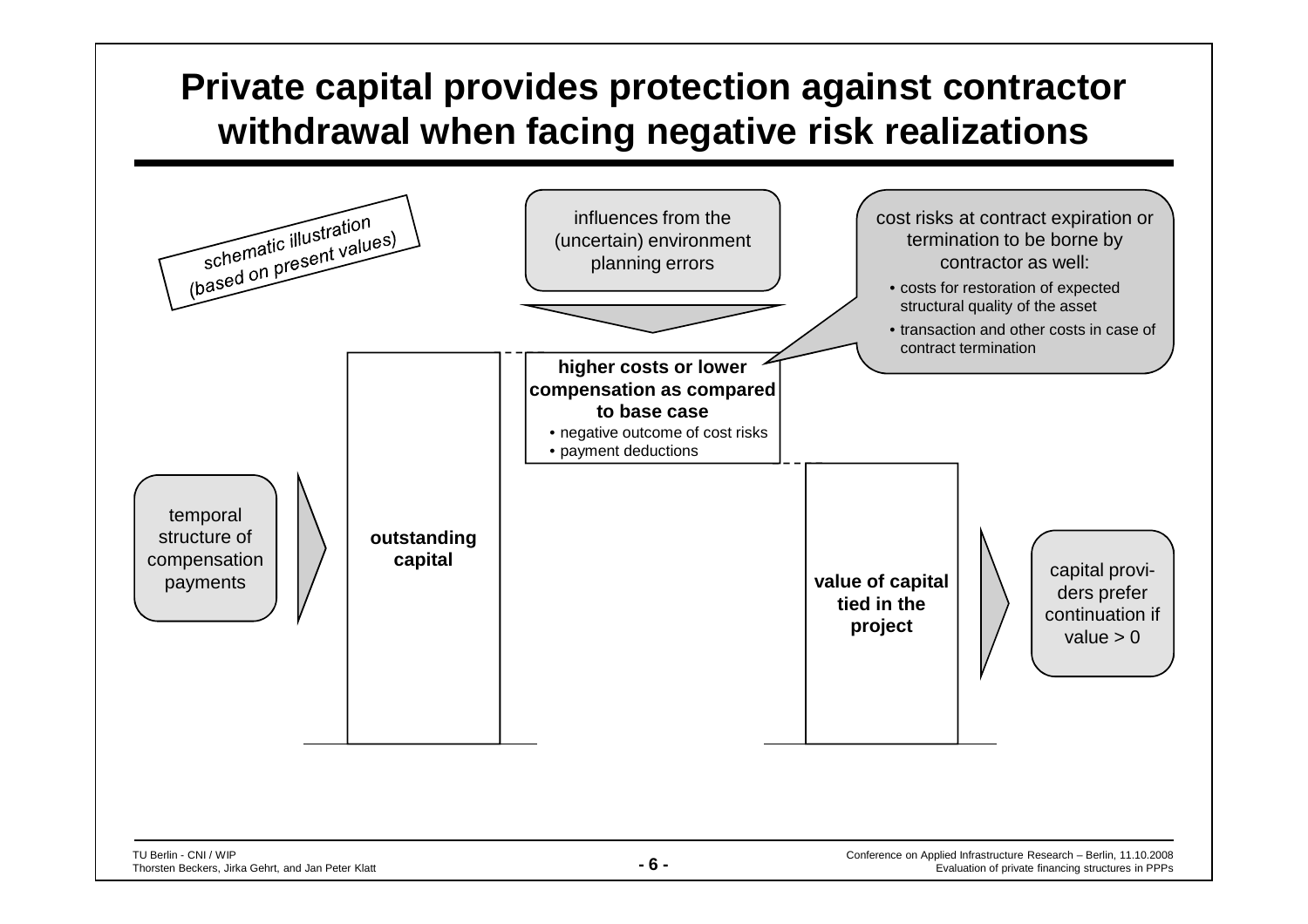# Private capital provides protection against contractor withdrawal when facing negative risk realizations

schematic illustration (based on present values)

influences from the (uncertain) environment planning errors

cost risks at contract expiration or termination to be borne by contractor as well:

- costs for restoration of expected structural quality of the asset
- transaction and other costs in case of contract termination

temporal structure of compensation payments

**outstanding capital**

**higher costs or lower compensation as compared to base case**

- negative outcome of cost risks
- payment deductions

**value of capital tied in the project**

capital providers prefer continuation if value > 0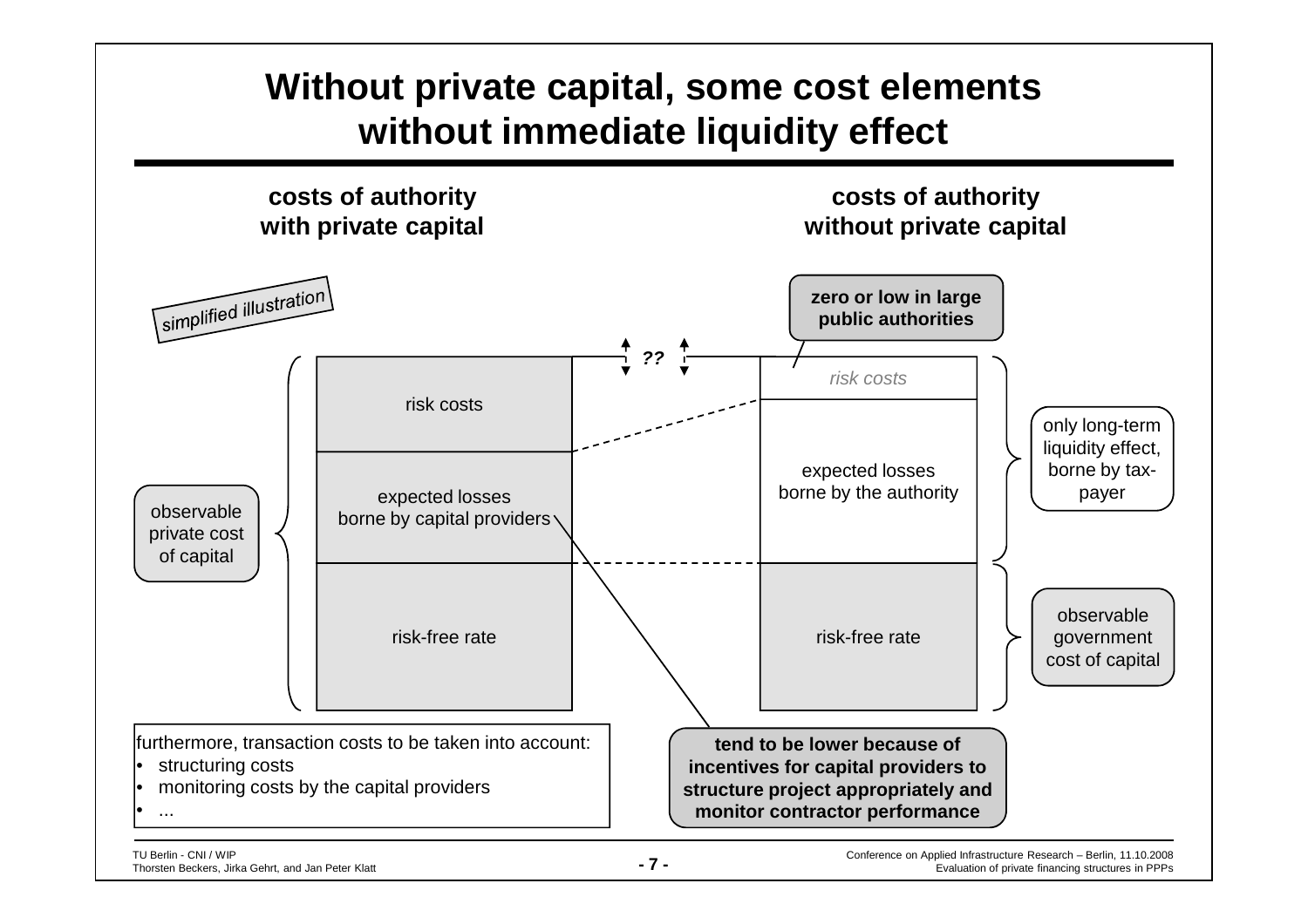# Without private capital, some cost elements without immediate liquidity effect

**costs of authority with private capital**

**costs of authority without private capital**

*simplified illustration*

**zero or low in large public authorities**

??

risk costs

expected losses borne by capital providers

risk-free rate

*risk costs*

expected losses borne by the authority

risk-free rate

observable private cost of capital

only long-term liquidity effect, borne by tax-payer

observable government cost of capital

furthermore, transaction costs to be taken into account:

- structuring costs
- monitoring costs by the capital providers
- ...

**tend to be lower because of incentives for capital providers to structure project appropriately and monitor contractor performance**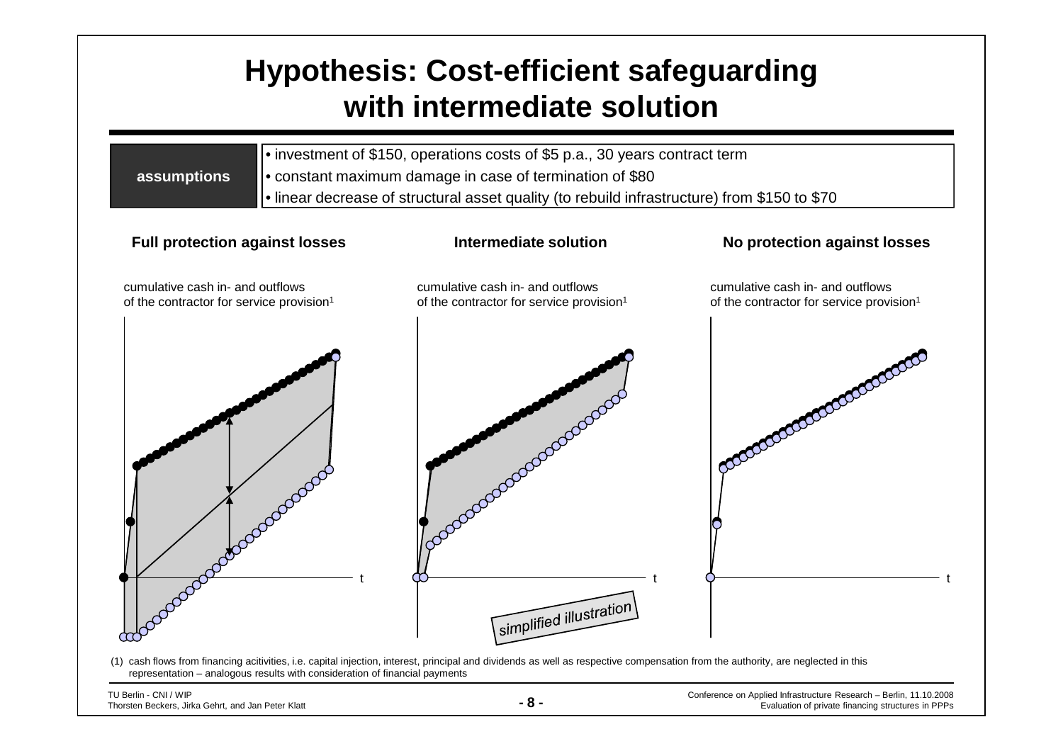# Hypothesis: Cost-efficient safeguarding with intermediate solution

| assumptions | • investment of $150, operations costs of $5 p.a., 30 years contract term<br>• constant maximum damage in case of termination of $80<br>• linear decrease of structural asset quality (to rebuild infrastructure) from $150 to $70 |
|---|---|

**Full protection against losses**

cumulative cash in- and outflows of the contractor for service provision[1]

t

**Intermediate solution**

cumulative cash in- and outflows of the contractor for service provision[1]

t

*simplified illustration*

**No protection against losses**

cumulative cash in- and outflows of the contractor for service provision[1]

t

(1) cash flows from financing acitivities, i.e. capital injection, interest, principal and dividends as well as respective compensation from the authority, are neglected in this representation – analogous results with consideration of financial payments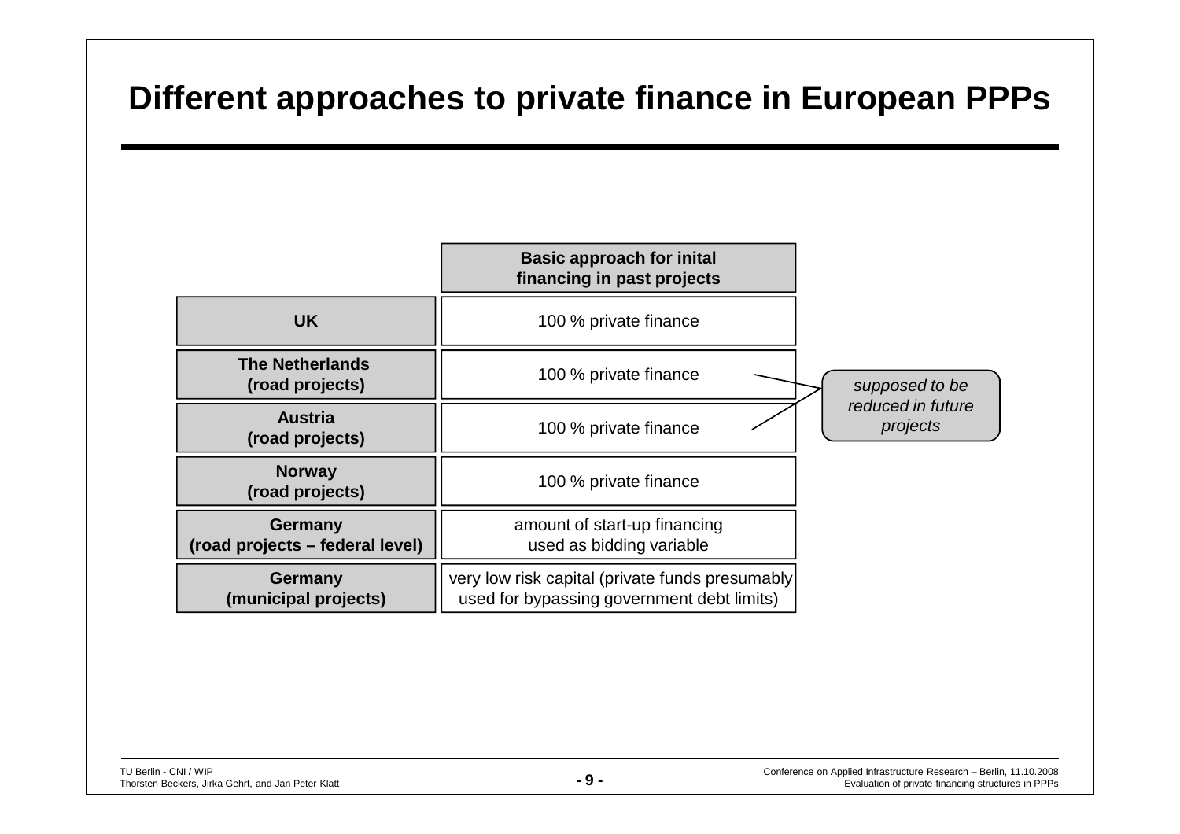# Different approaches to private finance in European PPPs

| | Basic approach for inital financing in past projects |
|---|---|
| **UK** | 100 % private finance |
| **The Netherlands (road projects)** | 100 % private finance |
| **Austria (road projects)** | 100 % private finance |
| **Norway (road projects)** | 100 % private finance |
| **Germany (road projects – federal level)** | amount of start-up financing used as bidding variable |
| **Germany (municipal projects)** | very low risk capital (private funds presumably used for bypassing government debt limits) |

*supposed to be reduced in future projects* (The Netherlands, Austria)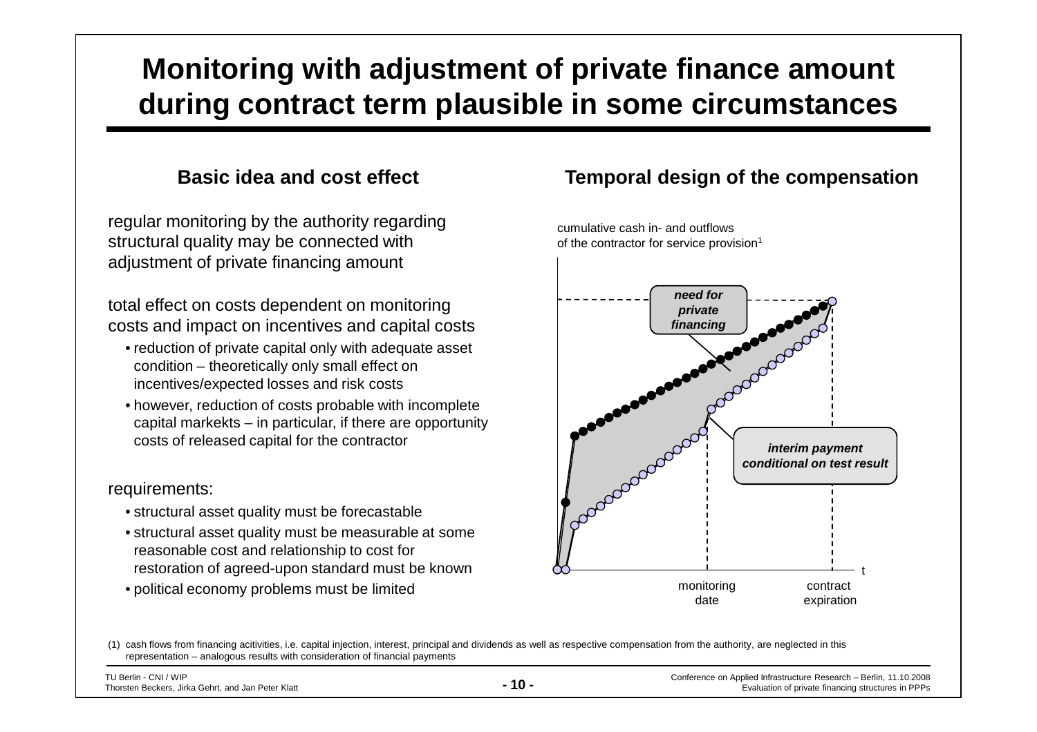# Monitoring with adjustment of private finance amount during contract term plausible in some circumstances

## Basic idea and cost effect

regular monitoring by the authority regarding structural quality may be connected with adjustment of private financing amount

total effect on costs dependent on monitoring costs and impact on incentives and capital costs

- reduction of private capital only with adequate asset condition – theoretically only small effect on incentives/expected losses and risk costs
- however, reduction of costs probable with incomplete capital markekts – in particular, if there are opportunity costs of released capital for the contractor

requirements:

- structural asset quality must be forecastable
- structural asset quality must be measurable at some reasonable cost and relationship to cost for restoration of agreed-upon standard must be known
- political economy problems must be limited

## Temporal design of the compensation

cumulative cash in- and outflows of the contractor for service provision[1]

*need for private financing*

*interim payment conditional on test result*

t

monitoring date

contract expiration

(1) cash flows from financing acitivities, i.e. capital injection, interest, principal and dividends as well as respective compensation from the authority, are neglected in this representation – analogous results with consideration of financial payments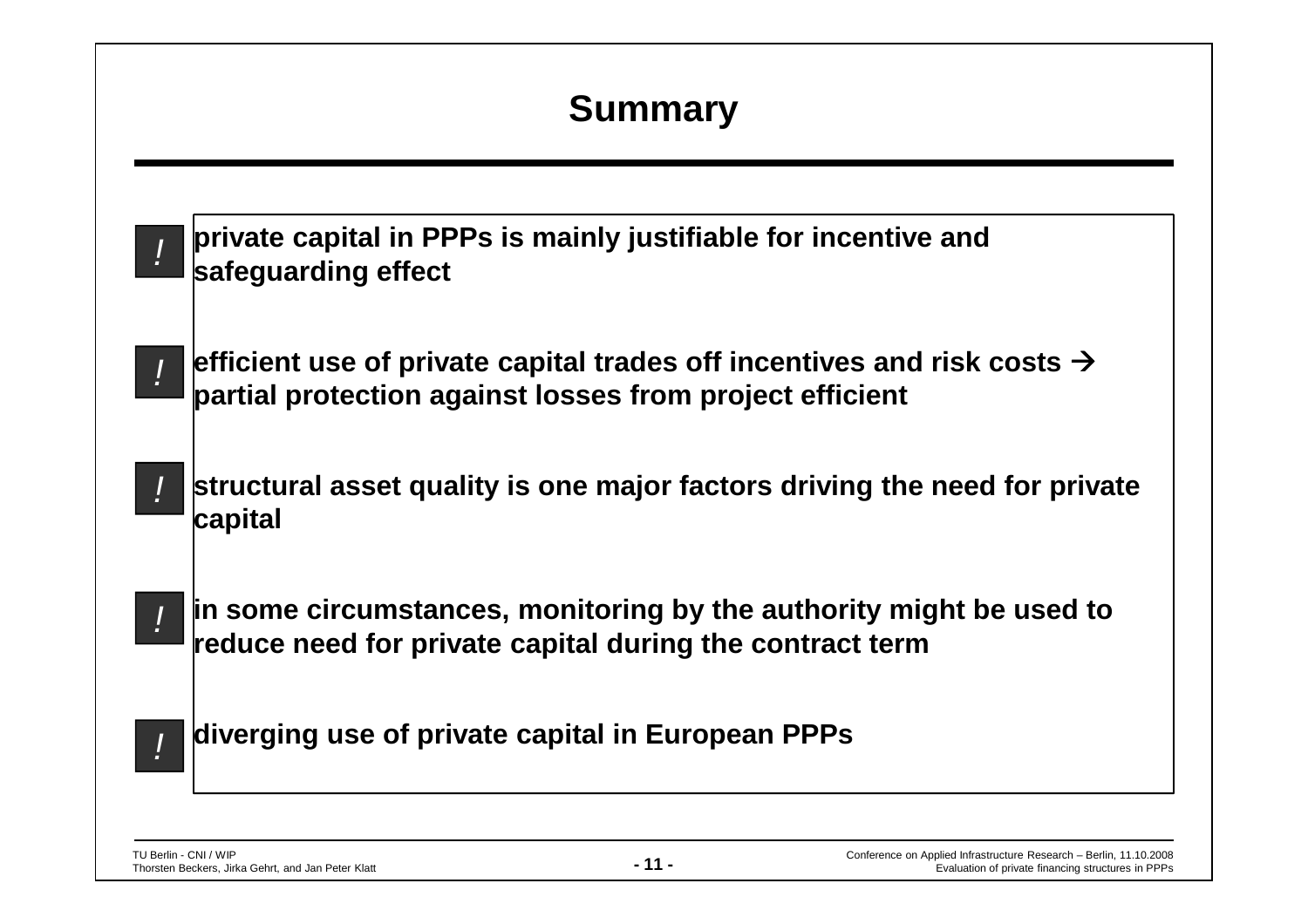# Summary

- **private capital in PPPs is mainly justifiable for incentive and safeguarding effect**

- **efficient use of private capital trades off incentives and risk costs → partial protection against losses from project efficient**

- **structural asset quality is one major factors driving the need for private capital**

- **in some circumstances, monitoring by the authority might be used to reduce need for private capital during the contract term**

- **diverging use of private capital in European PPPs**